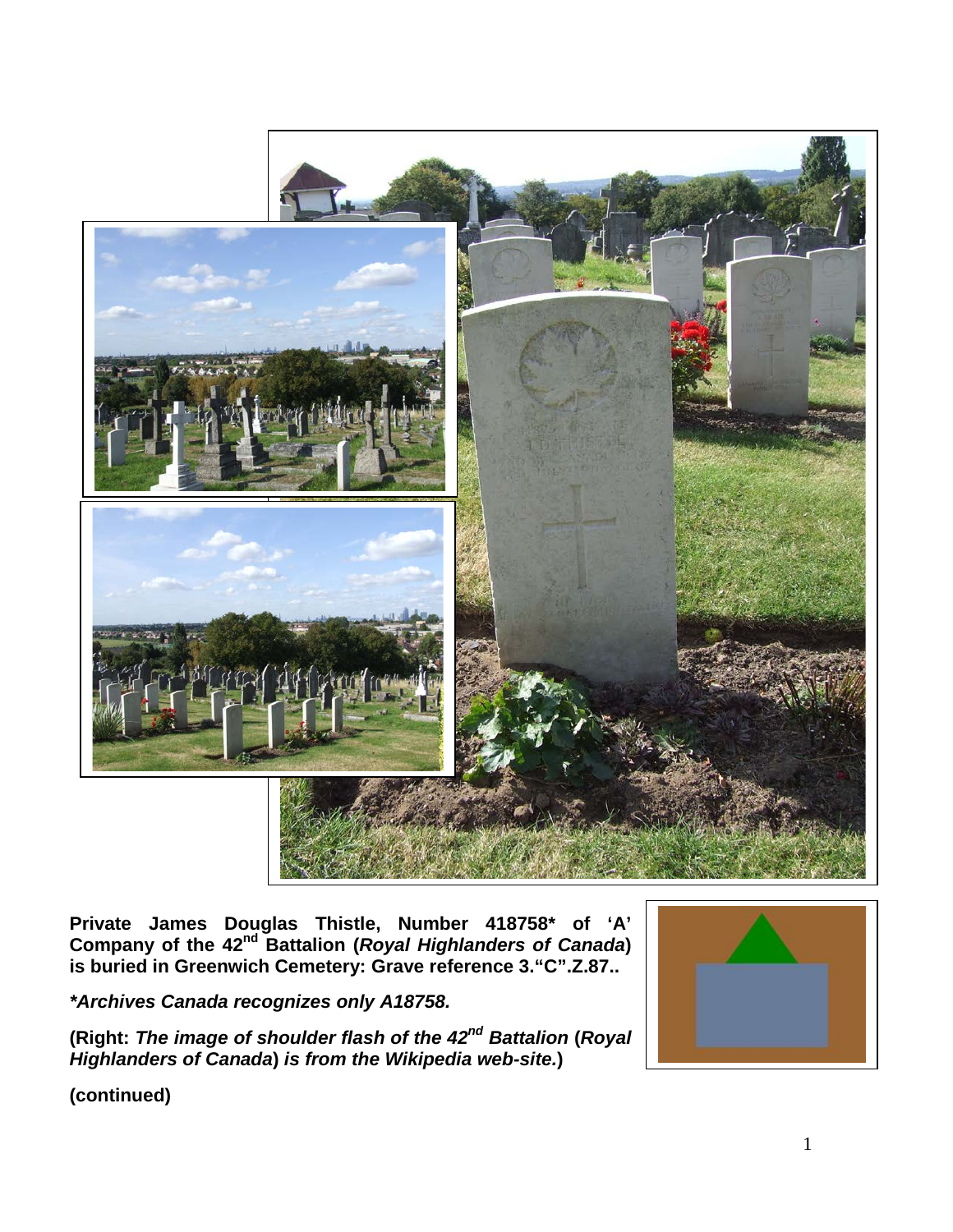**Private James Douglas Thistle, Number 418758* of 'A' Company of the 42nd Battalion (*Royal Highlanders of Canada*) is buried in Greenwich Cemetery: Grave reference 3."C".Z.87..**

***Archives Canada recognizes only A18758.***

**(Right: *The image of shoulder flash of the 42nd Battalion* (*Royal Highlanders of Canada*) *is from the Wikipedia web-site.*)**

**(continued)**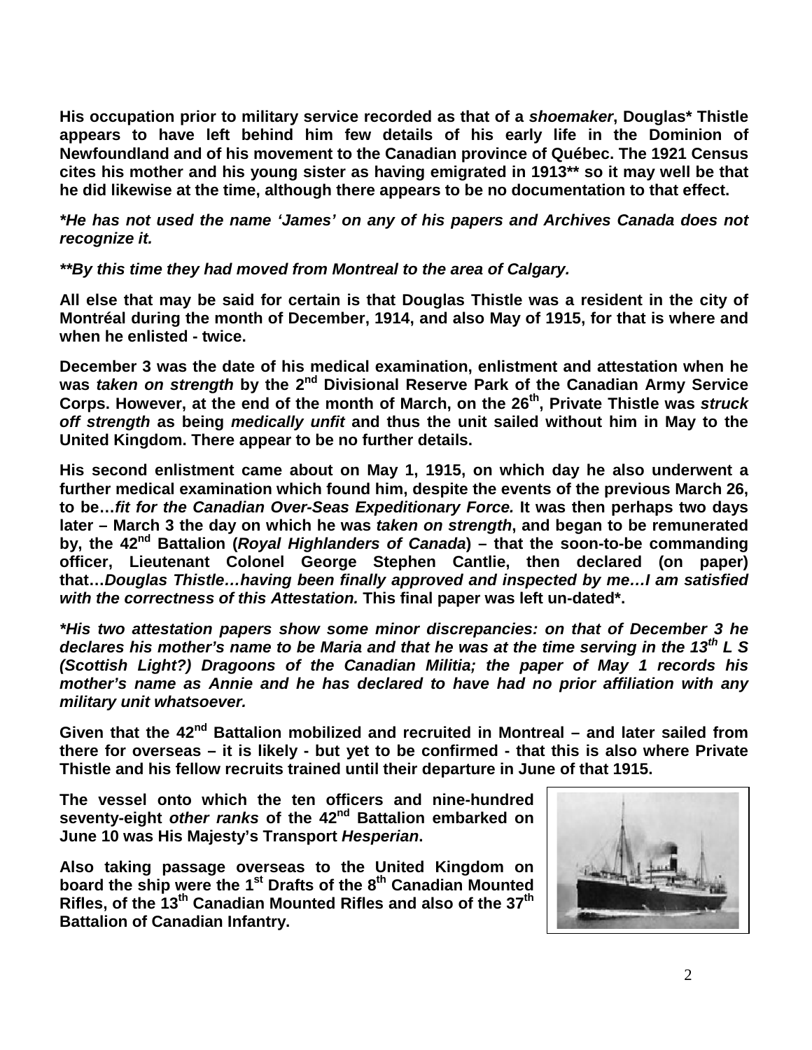**His occupation prior to military service recorded as that of a *shoemaker*, Douglas* Thistle appears to have left behind him few details of his early life in the Dominion of Newfoundland and of his movement to the Canadian province of Québec. The 1921 Census cites his mother and his young sister as having emigrated in 1913** so it may well be that he did likewise at the time, although there appears to be no documentation to that effect.**

***He has not used the name 'James' on any of his papers and Archives Canada does not recognize it.***

*****By this time they had moved from Montreal to the area of Calgary.***

**All else that may be said for certain is that Douglas Thistle was a resident in the city of Montréal during the month of December, 1914, and also May of 1915, for that is where and when he enlisted - twice.**

**December 3 was the date of his medical examination, enlistment and attestation when he was *taken on strength* by the 2nd Divisional Reserve Park of the Canadian Army Service Corps. However, at the end of the month of March, on the 26th, Private Thistle was *struck off strength* as being *medically unfit* and thus the unit sailed without him in May to the United Kingdom. There appear to be no further details.**

**His second enlistment came about on May 1, 1915, on which day he also underwent a further medical examination which found him, despite the events of the previous March 26, to be…*fit for the Canadian Over-Seas Expeditionary Force.* It was then perhaps two days later – March 3 the day on which he was *taken on strength*, and began to be remunerated by, the 42nd Battalion (*Royal Highlanders of Canada*) – that the soon-to-be commanding officer, Lieutenant Colonel George Stephen Cantlie, then declared (on paper) that…*Douglas Thistle…having been finally approved and inspected by me…I am satisfied with the correctness of this Attestation.* This final paper was left un-dated*.**

***His two attestation papers show some minor discrepancies: on that of December 3 he declares his mother's name to be Maria and that he was at the time serving in the 13th L S (Scottish Light?) Dragoons of the Canadian Militia; the paper of May 1 records his mother's name as Annie and he has declared to have had no prior affiliation with any military unit whatsoever.***

**Given that the 42nd Battalion mobilized and recruited in Montreal – and later sailed from there for overseas – it is likely - but yet to be confirmed - that this is also where Private Thistle and his fellow recruits trained until their departure in June of that 1915.**

**The vessel onto which the ten officers and nine-hundred seventy-eight *other ranks* of the 42nd Battalion embarked on June 10 was His Majesty's Transport *Hesperian*.**

**Also taking passage overseas to the United Kingdom on board the ship were the 1st Drafts of the 8th Canadian Mounted Rifles, of the 13th Canadian Mounted Rifles and also of the 37th Battalion of Canadian Infantry.**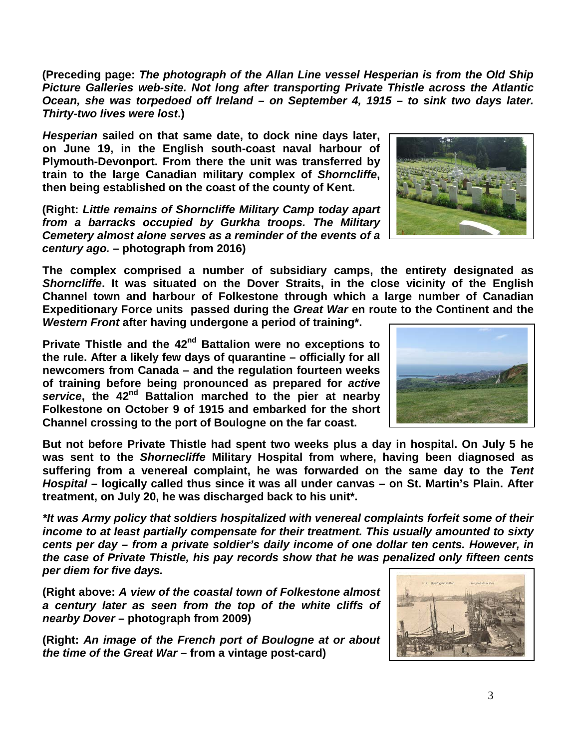**(Preceding page: *The photograph of the Allan Line vessel Hesperian is from the Old Ship Picture Galleries web-site. Not long after transporting Private Thistle across the Atlantic Ocean, she was torpedoed off Ireland – on September 4, 1915 – to sink two days later. Thirty-two lives were lost*.)**

***Hesperian* sailed on that same date, to dock nine days later, on June 19, in the English south-coast naval harbour of Plymouth-Devonport. From there the unit was transferred by train to the large Canadian military complex of *Shorncliffe*, then being established on the coast of the county of Kent.**

**(Right: *Little remains of Shorncliffe Military Camp today apart from a barracks occupied by Gurkha troops. The Military Cemetery almost alone serves as a reminder of the events of a century ago.* – photograph from 2016)**

**The complex comprised a number of subsidiary camps, the entirety designated as *Shorncliffe*. It was situated on the Dover Straits, in the close vicinity of the English Channel town and harbour of Folkestone through which a large number of Canadian Expeditionary Force units passed during the *Great War* en route to the Continent and the *Western Front* after having undergone a period of training\*.**

**Private Thistle and the 42nd Battalion were no exceptions to the rule. After a likely few days of quarantine – officially for all newcomers from Canada – and the regulation fourteen weeks of training before being pronounced as prepared for *active service*, the 42nd Battalion marched to the pier at nearby Folkestone on October 9 of 1915 and embarked for the short Channel crossing to the port of Boulogne on the far coast.**

**But not before Private Thistle had spent two weeks plus a day in hospital. On July 5 he was sent to the *Shornecliffe* Military Hospital from where, having been diagnosed as suffering from a venereal complaint, he was forwarded on the same day to the *Tent Hospital* – logically called thus since it was all under canvas – on St. Martin's Plain. After treatment, on July 20, he was discharged back to his unit\*.**

***\*It was Army policy that soldiers hospitalized with venereal complaints forfeit some of their income to at least partially compensate for their treatment. This usually amounted to sixty cents per day – from a private soldier's daily income of one dollar ten cents. However, in the case of Private Thistle, his pay records show that he was penalized only fifteen cents per diem for five days.***

**(Right above: *A view of the coastal town of Folkestone almost a century later as seen from the top of the white cliffs of nearby Dover* – photograph from 2009)**

**(Right: *An image of the French port of Boulogne at or about the time of the Great War* – from a vintage post-card)**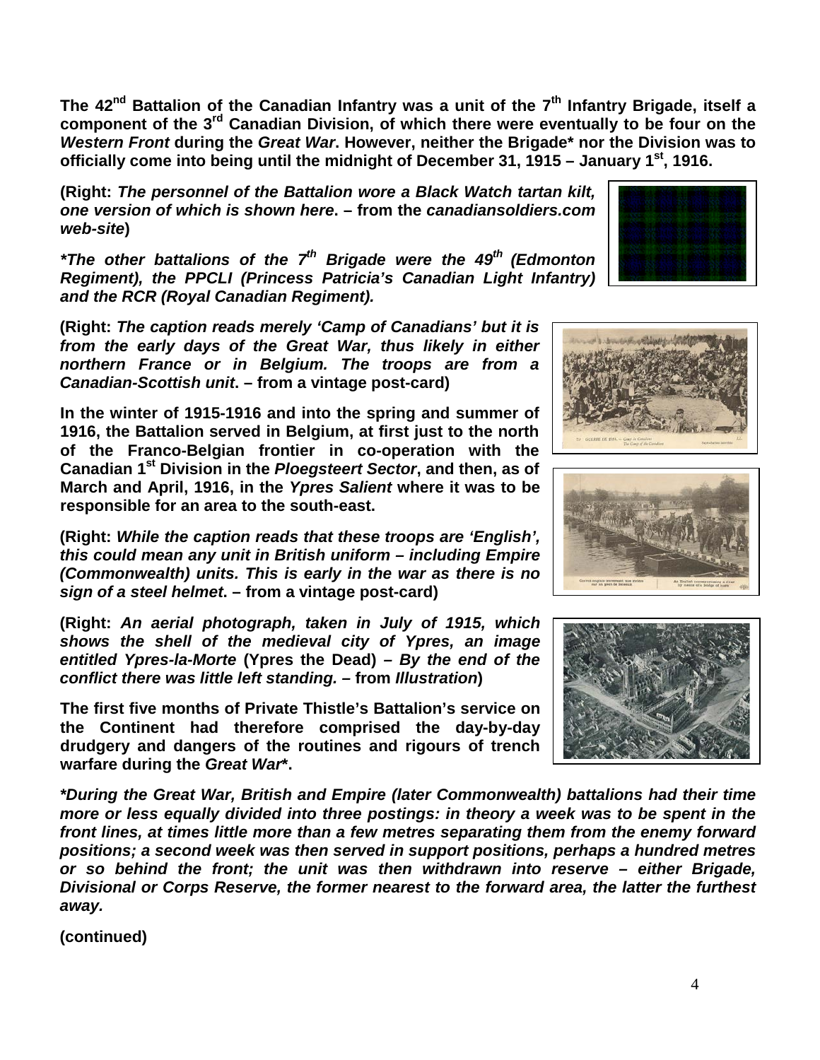**The 42nd Battalion of the Canadian Infantry was a unit of the 7th Infantry Brigade, itself a component of the 3rd Canadian Division, of which there were eventually to be four on the *Western Front* during the *Great War*. However, neither the Brigade* nor the Division was to officially come into being until the midnight of December 31, 1915 – January 1st, 1916.**

**(Right: *The personnel of the Battalion wore a Black Watch tartan kilt, one version of which is shown here*. – from the *canadiansoldiers.com web-site*)**

***\*The other battalions of the 7th Brigade were the 49th (Edmonton Regiment), the PPCLI (Princess Patricia's Canadian Light Infantry) and the RCR (Royal Canadian Regiment).***

**(Right: *The caption reads merely 'Camp of Canadians' but it is from the early days of the Great War, thus likely in either northern France or in Belgium. The troops are from a Canadian-Scottish unit*. – from a vintage post-card)**

**In the winter of 1915-1916 and into the spring and summer of 1916, the Battalion served in Belgium, at first just to the north of the Franco-Belgian frontier in co-operation with the Canadian 1st Division in the *Ploegsteert Sector*, and then, as of March and April, 1916, in the *Ypres Salient* where it was to be responsible for an area to the south-east.**

**(Right: *While the caption reads that these troops are 'English', this could mean any unit in British uniform – including Empire (Commonwealth) units. This is early in the war as there is no sign of a steel helmet*. – from a vintage post-card)**

**(Right: *An aerial photograph, taken in July of 1915, which shows the shell of the medieval city of Ypres, an image entitled Ypres-la-Morte* (Ypres the Dead) – *By the end of the conflict there was little left standing.* – from *Illustration*)**

**The first five months of Private Thistle's Battalion's service on the Continent had therefore comprised the day-by-day drudgery and dangers of the routines and rigours of trench warfare during the *Great War*\*.**

***\*During the Great War, British and Empire (later Commonwealth) battalions had their time more or less equally divided into three postings: in theory a week was to be spent in the front lines, at times little more than a few metres separating them from the enemy forward positions; a second week was then served in support positions, perhaps a hundred metres or so behind the front; the unit was then withdrawn into reserve – either Brigade, Divisional or Corps Reserve, the former nearest to the forward area, the latter the furthest away.***

**(continued)**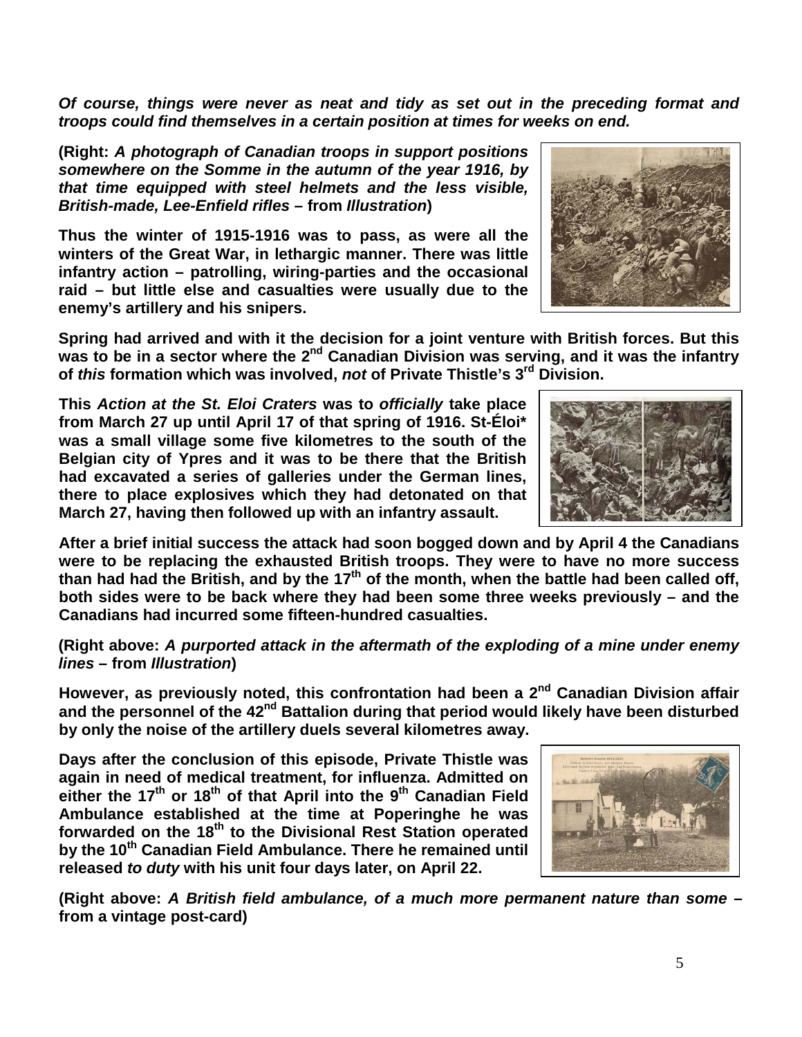***Of course, things were never as neat and tidy as set out in the preceding format and troops could find themselves in a certain position at times for weeks on end.***

**(Right: *A photograph of Canadian troops in support positions somewhere on the Somme in the autumn of the year 1916, by that time equipped with steel helmets and the less visible, British-made, Lee-Enfield rifles* – from *Illustration*)**

**Thus the winter of 1915-1916 was to pass, as were all the winters of the Great War, in lethargic manner. There was little infantry action – patrolling, wiring-parties and the occasional raid – but little else and casualties were usually due to the enemy's artillery and his snipers.**

**Spring had arrived and with it the decision for a joint venture with British forces. But this was to be in a sector where the 2nd Canadian Division was serving, and it was the infantry of *this* formation which was involved, *not* of Private Thistle's 3rd Division.**

**This *Action at the St. Eloi Craters* was to *officially* take place from March 27 up until April 17 of that spring of 1916. St-Éloi* was a small village some five kilometres to the south of the Belgian city of Ypres and it was to be there that the British had excavated a series of galleries under the German lines, there to place explosives which they had detonated on that March 27, having then followed up with an infantry assault.**

**After a brief initial success the attack had soon bogged down and by April 4 the Canadians were to be replacing the exhausted British troops. They were to have no more success than had had the British, and by the 17th of the month, when the battle had been called off, both sides were to be back where they had been some three weeks previously – and the Canadians had incurred some fifteen-hundred casualties.**

**(Right above: *A purported attack in the aftermath of the exploding of a mine under enemy lines* – from *Illustration*)**

**However, as previously noted, this confrontation had been a 2nd Canadian Division affair and the personnel of the 42nd Battalion during that period would likely have been disturbed by only the noise of the artillery duels several kilometres away.**

**Days after the conclusion of this episode, Private Thistle was again in need of medical treatment, for influenza. Admitted on either the 17th or 18th of that April into the 9th Canadian Field Ambulance established at the time at Poperinghe he was forwarded on the 18th to the Divisional Rest Station operated by the 10th Canadian Field Ambulance. There he remained until released *to duty* with his unit four days later, on April 22.**

**(Right above: *A British field ambulance, of a much more permanent nature than some* – from a vintage post-card)**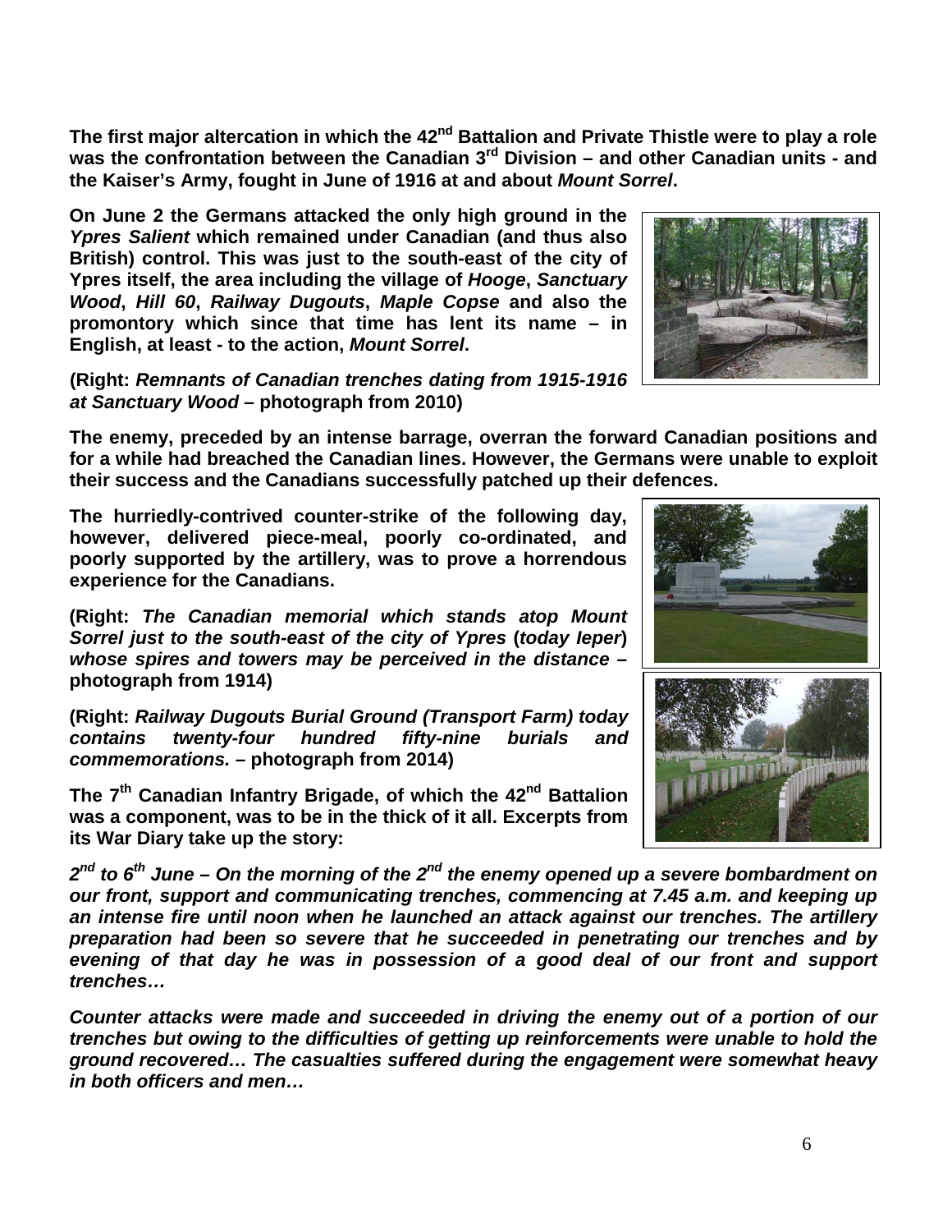**The first major altercation in which the 42nd Battalion and Private Thistle were to play a role was the confrontation between the Canadian 3rd Division – and other Canadian units - and the Kaiser's Army, fought in June of 1916 at and about *Mount Sorrel*.**

**On June 2 the Germans attacked the only high ground in the *Ypres Salient* which remained under Canadian (and thus also British) control. This was just to the south-east of the city of Ypres itself, the area including the village of *Hooge*, *Sanctuary Wood*, *Hill 60*, *Railway Dugouts*, *Maple Copse* and also the promontory which since that time has lent its name – in English, at least - to the action, *Mount Sorrel*.**

**(Right: *Remnants of Canadian trenches dating from 1915-1916 at Sanctuary Wood* – photograph from 2010)**

**The enemy, preceded by an intense barrage, overran the forward Canadian positions and for a while had breached the Canadian lines. However, the Germans were unable to exploit their success and the Canadians successfully patched up their defences.**

**The hurriedly-contrived counter-strike of the following day, however, delivered piece-meal, poorly co-ordinated, and poorly supported by the artillery, was to prove a horrendous experience for the Canadians.**

**(Right: *The Canadian memorial which stands atop Mount Sorrel just to the south-east of the city of Ypres* (*today Ieper*) *whose spires and towers may be perceived in the distance* – photograph from 1914)**

**(Right: *Railway Dugouts Burial Ground (Transport Farm) today contains twenty-four hundred fifty-nine burials and commemorations.* – photograph from 2014)**

**The 7th Canadian Infantry Brigade, of which the 42nd Battalion was a component, was to be in the thick of it all. Excerpts from its War Diary take up the story:**

***2nd to 6th June – On the morning of the 2nd the enemy opened up a severe bombardment on our front, support and communicating trenches, commencing at 7.45 a.m. and keeping up an intense fire until noon when he launched an attack against our trenches. The artillery preparation had been so severe that he succeeded in penetrating our trenches and by evening of that day he was in possession of a good deal of our front and support trenches…***

***Counter attacks were made and succeeded in driving the enemy out of a portion of our trenches but owing to the difficulties of getting up reinforcements were unable to hold the ground recovered… The casualties suffered during the engagement were somewhat heavy in both officers and men…***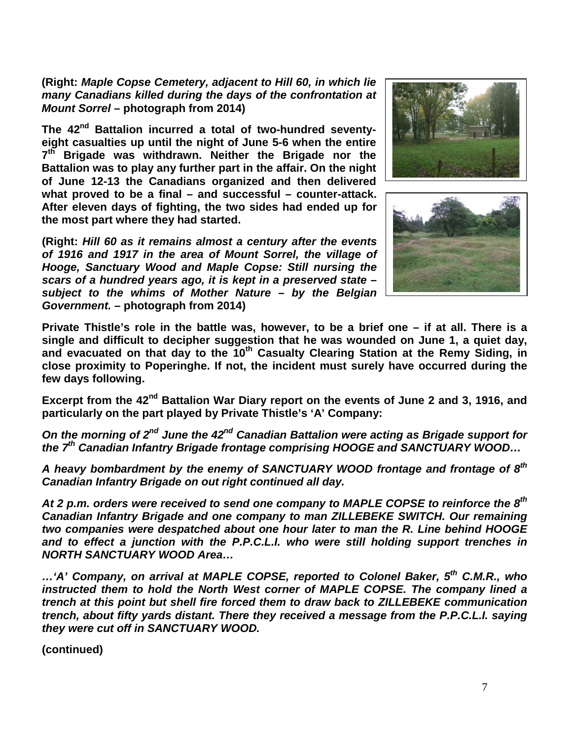**(Right:** ***Maple Copse Cemetery, adjacent to Hill 60, in which lie many Canadians killed during the days of the confrontation at Mount Sorrel*** **– photograph from 2014)**

**The 42nd Battalion incurred a total of two-hundred seventy-eight casualties up until the night of June 5-6 when the entire 7th Brigade was withdrawn. Neither the Brigade nor the Battalion was to play any further part in the affair. On the night of June 12-13 the Canadians organized and then delivered what proved to be a final – and successful – counter-attack. After eleven days of fighting, the two sides had ended up for the most part where they had started.**

**(Right:** ***Hill 60 as it remains almost a century after the events of 1916 and 1917 in the area of Mount Sorrel, the village of Hooge, Sanctuary Wood and Maple Copse: Still nursing the scars of a hundred years ago, it is kept in a preserved state – subject to the whims of Mother Nature – by the Belgian Government.*** **– photograph from 2014)**

**Private Thistle's role in the battle was, however, to be a brief one – if at all. There is a single and difficult to decipher suggestion that he was wounded on June 1, a quiet day, and evacuated on that day to the 10th Casualty Clearing Station at the Remy Siding, in close proximity to Poperinghe. If not, the incident must surely have occurred during the few days following.**

**Excerpt from the 42nd Battalion War Diary report on the events of June 2 and 3, 1916, and particularly on the part played by Private Thistle's 'A' Company:**

***On the morning of 2nd June the 42nd Canadian Battalion were acting as Brigade support for the 7th Canadian Infantry Brigade frontage comprising HOOGE and SANCTUARY WOOD…***

***A heavy bombardment by the enemy of SANCTUARY WOOD frontage and frontage of 8th Canadian Infantry Brigade on out right continued all day.***

***At 2 p.m. orders were received to send one company to MAPLE COPSE to reinforce the 8th Canadian Infantry Brigade and one company to man ZILLEBEKE SWITCH. Our remaining two companies were despatched about one hour later to man the R. Line behind HOOGE and to effect a junction with the P.P.C.L.I. who were still holding support trenches in NORTH SANCTUARY WOOD Area…***

***…'A' Company, on arrival at MAPLE COPSE, reported to Colonel Baker, 5th C.M.R., who instructed them to hold the North West corner of MAPLE COPSE. The company lined a trench at this point but shell fire forced them to draw back to ZILLEBEKE communication trench, about fifty yards distant. There they received a message from the P.P.C.L.I. saying they were cut off in SANCTUARY WOOD.***

**(continued)**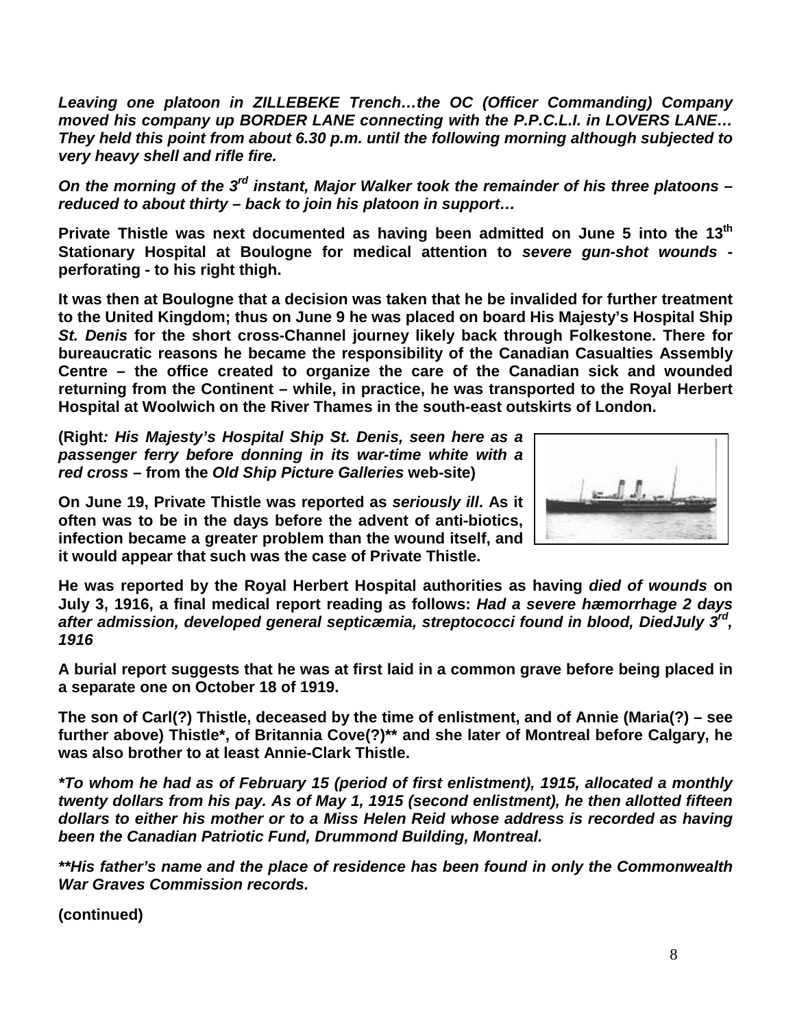***Leaving one platoon in ZILLEBEKE Trench…the OC (Officer Commanding) Company moved his company up BORDER LANE connecting with the P.P.C.L.I. in LOVERS LANE… They held this point from about 6.30 p.m. until the following morning although subjected to very heavy shell and rifle fire.***

***On the morning of the 3rd instant, Major Walker took the remainder of his three platoons – reduced to about thirty – back to join his platoon in support…***

**Private Thistle was next documented as having been admitted on June 5 into the 13th Stationary Hospital at Boulogne for medical attention to *severe gun-shot wounds* - perforating - to his right thigh.**

**It was then at Boulogne that a decision was taken that he be invalided for further treatment to the United Kingdom; thus on June 9 he was placed on board His Majesty's Hospital Ship *St. Denis* for the short cross-Channel journey likely back through Folkestone. There for bureaucratic reasons he became the responsibility of the Canadian Casualties Assembly Centre – the office created to organize the care of the Canadian sick and wounded returning from the Continent – while, in practice, he was transported to the Royal Herbert Hospital at Woolwich on the River Thames in the south-east outskirts of London.**

**(Right*: His Majesty's Hospital Ship St. Denis, seen here as a passenger ferry before donning in its war-time white with a red cross* – from the *Old Ship Picture Galleries* web-site)**

**On June 19, Private Thistle was reported as *seriously ill*. As it often was to be in the days before the advent of anti-biotics, infection became a greater problem than the wound itself, and it would appear that such was the case of Private Thistle.**

**He was reported by the Royal Herbert Hospital authorities as having *died of wounds* on July 3, 1916, a final medical report reading as follows: *Had a severe hæmorrhage 2 days after admission, developed general septicæmia, streptococci found in blood, DiedJuly 3rd, 1916***

**A burial report suggests that he was at first laid in a common grave before being placed in a separate one on October 18 of 1919.**

**The son of Carl(?) Thistle, deceased by the time of enlistment, and of Annie (Maria(?) – see further above) Thistle*, of Britannia Cove(?)** and she later of Montreal before Calgary, he was also brother to at least Annie-Clark Thistle.**

***\*To whom he had as of February 15 (period of first enlistment), 1915, allocated a monthly twenty dollars from his pay. As of May 1, 1915 (second enlistment), he then allotted fifteen dollars to either his mother or to a Miss Helen Reid whose address is recorded as having been the Canadian Patriotic Fund, Drummond Building, Montreal.***

***\*\*His father's name and the place of residence has been found in only the Commonwealth War Graves Commission records.***

**(continued)**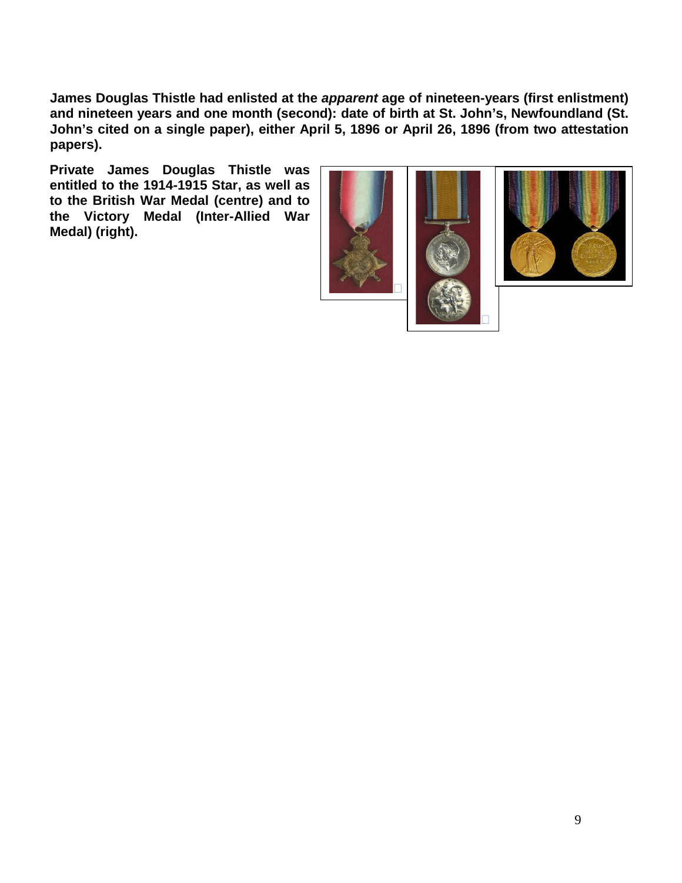**James Douglas Thistle had enlisted at the *apparent* age of nineteen-years (first enlistment) and nineteen years and one month (second): date of birth at St. John's, Newfoundland (St. John's cited on a single paper), either April 5, 1896 or April 26, 1896 (from two attestation papers).**

**Private James Douglas Thistle was entitled to the 1914-1915 Star, as well as to the British War Medal (centre) and to the Victory Medal (Inter-Allied War Medal) (right).**